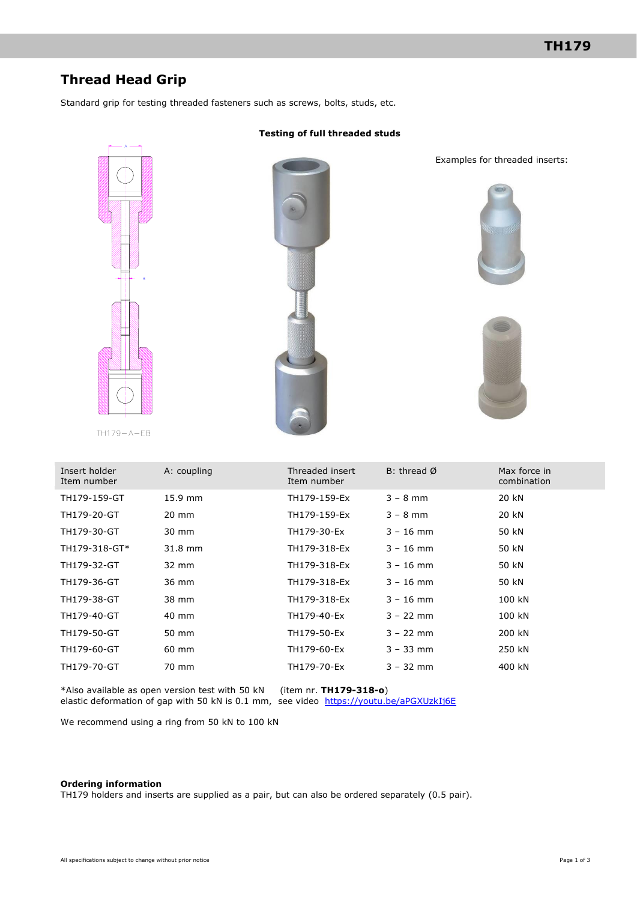# Thread Head Grip

Standard grip for testing threaded fasteners such as screws, bolts, studs, etc.

**Testing of full threaded studs**

TH179–A–EB

Examples for threaded inserts:

| Insert holder Item number | A: coupling | Threaded insert Item number | B: thread Ø | Max force in combination |
|---|---|---|---|---|
| TH179-159-GT | 15.9 mm | TH179-159-Ex | 3 – 8 mm | 20 kN |
| TH179-20-GT | 20 mm | TH179-159-Ex | 3 – 8 mm | 20 kN |
| TH179-30-GT | 30 mm | TH179-30-Ex | 3 – 16 mm | 50 kN |
| TH179-318-GT* | 31.8 mm | TH179-318-Ex | 3 – 16 mm | 50 kN |
| TH179-32-GT | 32 mm | TH179-318-Ex | 3 – 16 mm | 50 kN |
| TH179-36-GT | 36 mm | TH179-318-Ex | 3 – 16 mm | 50 kN |
| TH179-38-GT | 38 mm | TH179-318-Ex | 3 – 16 mm | 100 kN |
| TH179-40-GT | 40 mm | TH179-40-Ex | 3 – 22 mm | 100 kN |
| TH179-50-GT | 50 mm | TH179-50-Ex | 3 – 22 mm | 200 kN |
| TH179-60-GT | 60 mm | TH179-60-Ex | 3 – 33 mm | 250 kN |
| TH179-70-GT | 70 mm | TH179-70-Ex | 3 – 32 mm | 400 kN |

*Also available as open version test with 50 kN (item nr. **TH179-318-o**)
elastic deformation of gap with 50 kN is 0.1 mm, see video https://youtu.be/aPGXUzkIj6E

We recommend using a ring from 50 kN to 100 kN

**Ordering information**

TH179 holders and inserts are supplied as a pair, but can also be ordered separately (0.5 pair).

All specifications subject to change without prior notice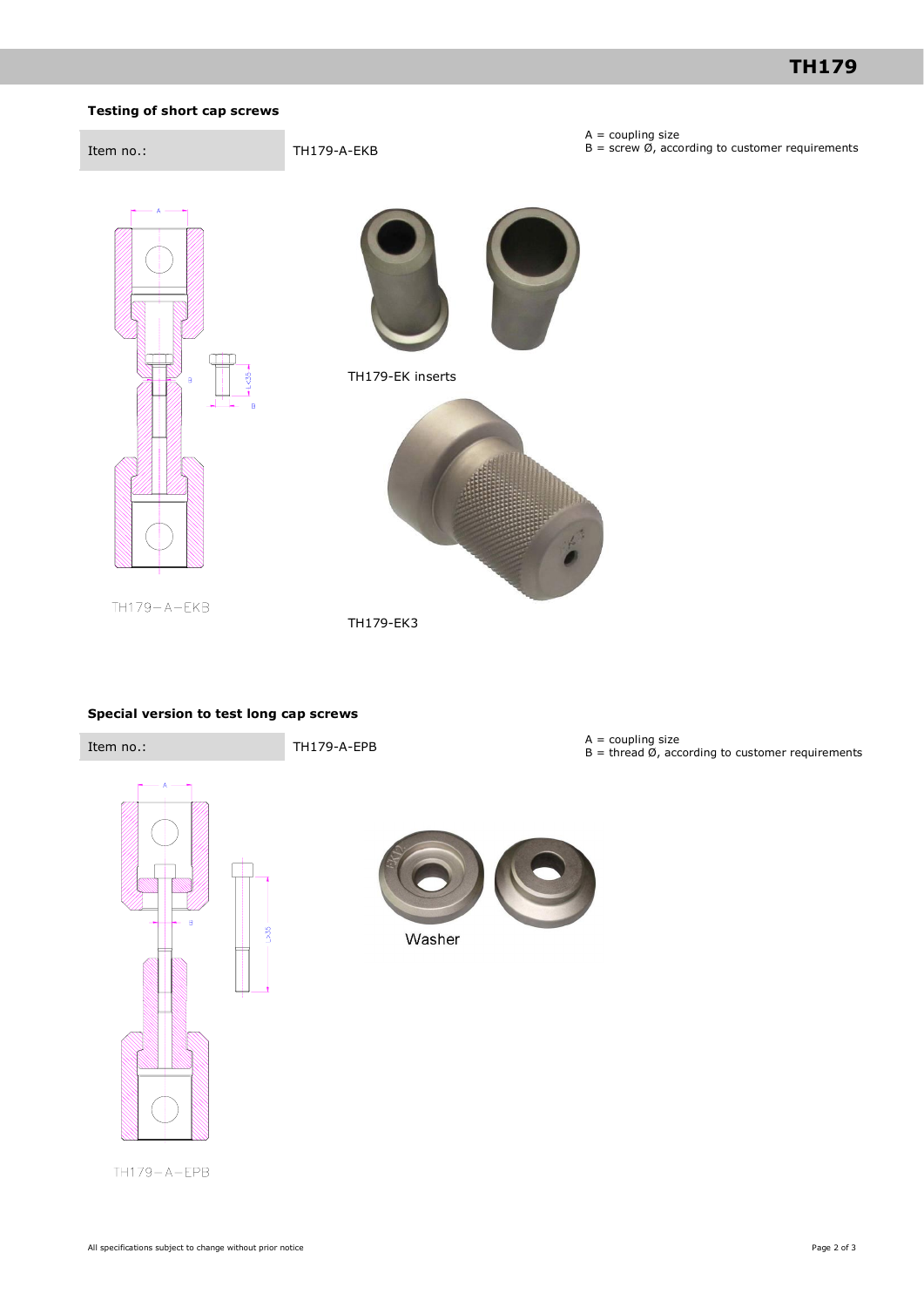## Testing of short cap screws

| Item no.: | TH179-A-EKB |
|---|---|

A = coupling size
B = screw Ø, according to customer requirements

TH179-A-EKB

TH179-EK inserts

TH179-EK3

## Special version to test long cap screws

| Item no.: | TH179-A-EPB |
|---|---|

A = coupling size
B = thread Ø, according to customer requirements

Washer

TH179-A-EPB

All specifications subject to change without prior notice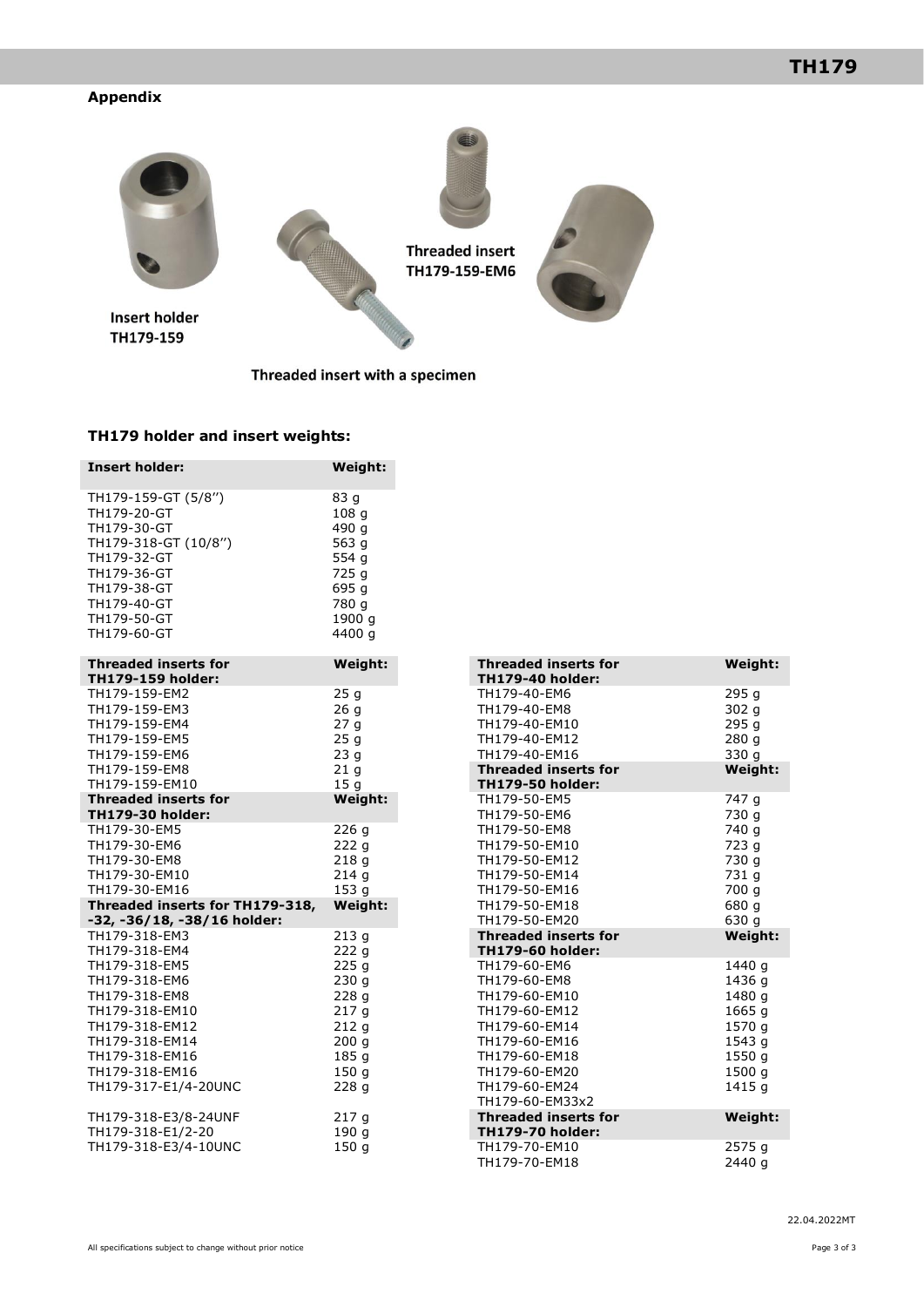## Appendix

Insert holder
TH179-159

Threaded insert
TH179-159-EM6

Threaded insert with a specimen

### TH179 holder and insert weights:

| Insert holder: | Weight: |
|---|---|
| TH179-159-GT (5/8’’) | 83 g |
| TH179-20-GT | 108 g |
| TH179-30-GT | 490 g |
| TH179-318-GT (10/8’’) | 563 g |
| TH179-32-GT | 554 g |
| TH179-36-GT | 725 g |
| TH179-38-GT | 695 g |
| TH179-40-GT | 780 g |
| TH179-50-GT | 1900 g |
| TH179-60-GT | 4400 g |

| Threaded inserts for TH179-159 holder: | Weight: |
|---|---|
| TH179-159-EM2 | 25 g |
| TH179-159-EM3 | 26 g |
| TH179-159-EM4 | 27 g |
| TH179-159-EM5 | 25 g |
| TH179-159-EM6 | 23 g |
| TH179-159-EM8 | 21 g |
| TH179-159-EM10 | 15 g |
| **Threaded inserts for TH179-30 holder:** | **Weight:** |
| TH179-30-EM5 | 226 g |
| TH179-30-EM6 | 222 g |
| TH179-30-EM8 | 218 g |
| TH179-30-EM10 | 214 g |
| TH179-30-EM16 | 153 g |
| **Threaded inserts for TH179-318, -32, -36/18, -38/16 holder:** | **Weight:** |
| TH179-318-EM3 | 213 g |
| TH179-318-EM4 | 222 g |
| TH179-318-EM5 | 225 g |
| TH179-318-EM6 | 230 g |
| TH179-318-EM8 | 228 g |
| TH179-318-EM10 | 217 g |
| TH179-318-EM12 | 212 g |
| TH179-318-EM14 | 200 g |
| TH179-318-EM16 | 185 g |
| TH179-318-EM16 | 150 g |
| TH179-317-E1/4-20UNC | 228 g |
| TH179-318-E3/8-24UNF | 217 g |
| TH179-318-E1/2-20 | 190 g |
| TH179-318-E3/4-10UNC | 150 g |

| Threaded inserts for TH179-40 holder: | Weight: |
|---|---|
| TH179-40-EM6 | 295 g |
| TH179-40-EM8 | 302 g |
| TH179-40-EM10 | 295 g |
| TH179-40-EM12 | 280 g |
| TH179-40-EM16 | 330 g |
| **Threaded inserts for TH179-50 holder:** | **Weight:** |
| TH179-50-EM5 | 747 g |
| TH179-50-EM6 | 730 g |
| TH179-50-EM8 | 740 g |
| TH179-50-EM10 | 723 g |
| TH179-50-EM12 | 730 g |
| TH179-50-EM14 | 731 g |
| TH179-50-EM16 | 700 g |
| TH179-50-EM18 | 680 g |
| TH179-50-EM20 | 630 g |
| **Threaded inserts for TH179-60 holder:** | **Weight:** |
| TH179-60-EM6 | 1440 g |
| TH179-60-EM8 | 1436 g |
| TH179-60-EM10 | 1480 g |
| TH179-60-EM12 | 1665 g |
| TH179-60-EM14 | 1570 g |
| TH179-60-EM16 | 1543 g |
| TH179-60-EM18 | 1550 g |
| TH179-60-EM20 | 1500 g |
| TH179-60-EM24 | 1415 g |
| TH179-60-EM33x2 | |
| **Threaded inserts for TH179-70 holder:** | **Weight:** |
| TH179-70-EM10 | 2575 g |
| TH179-70-EM18 | 2440 g |

22.04.2022MT

All specifications subject to change without prior notice